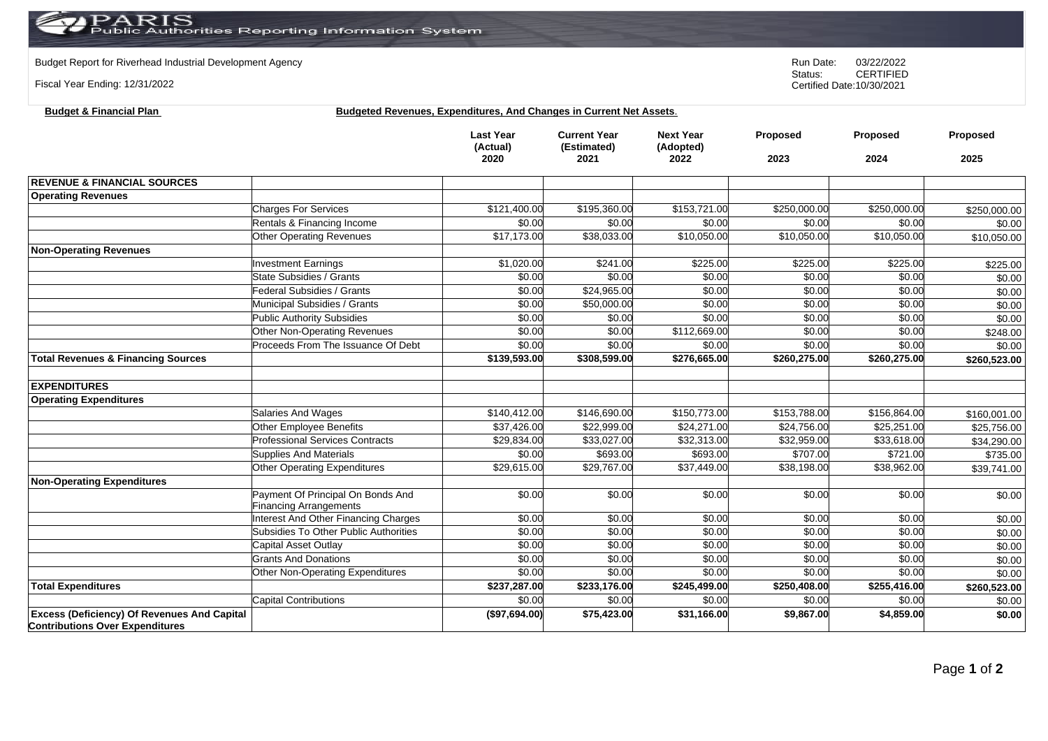# PARIS Public Authorities Reporting Information System

Budget Report for Riverhead Industrial Development Agency

Fiscal Year Ending: 12/31/2022

Run Date: 03/22/2022
Status: CERTIFIED
Certified Date: 10/30/2021

**Budget & Financial Plan** **Budgeted Revenues, Expenditures, And Changes in Current Net Assets.**

| | | Last Year (Actual) 2020 | Current Year (Estimated) 2021 | Next Year (Adopted) 2022 | Proposed 2023 | Proposed 2024 | Proposed 2025 |
|---|---|---|---|---|---|---|---|
| **REVENUE & FINANCIAL SOURCES** | | | | | | | |
| **Operating Revenues** | | | | | | | |
| | Charges For Services | $121,400.00 | $195,360.00 | $153,721.00 | $250,000.00 | $250,000.00 | $250,000.00 |
| | Rentals & Financing Income | $0.00 | $0.00 | $0.00 | $0.00 | $0.00 | $0.00 |
| | Other Operating Revenues | $17,173.00 | $38,033.00 | $10,050.00 | $10,050.00 | $10,050.00 | $10,050.00 |
| **Non-Operating Revenues** | | | | | | | |
| | Investment Earnings | $1,020.00 | $241.00 | $225.00 | $225.00 | $225.00 | $225.00 |
| | State Subsidies / Grants | $0.00 | $0.00 | $0.00 | $0.00 | $0.00 | $0.00 |
| | Federal Subsidies / Grants | $0.00 | $24,965.00 | $0.00 | $0.00 | $0.00 | $0.00 |
| | Municipal Subsidies / Grants | $0.00 | $50,000.00 | $0.00 | $0.00 | $0.00 | $0.00 |
| | Public Authority Subsidies | $0.00 | $0.00 | $0.00 | $0.00 | $0.00 | $0.00 |
| | Other Non-Operating Revenues | $0.00 | $0.00 | $112,669.00 | $0.00 | $0.00 | $248.00 |
| | Proceeds From The Issuance Of Debt | $0.00 | $0.00 | $0.00 | $0.00 | $0.00 | $0.00 |
| **Total Revenues & Financing Sources** | | **$139,593.00** | **$308,599.00** | **$276,665.00** | **$260,275.00** | **$260,275.00** | **$260,523.00** |
| | | | | | | | |
| **EXPENDITURES** | | | | | | | |
| **Operating Expenditures** | | | | | | | |
| | Salaries And Wages | $140,412.00 | $146,690.00 | $150,773.00 | $153,788.00 | $156,864.00 | $160,001.00 |
| | Other Employee Benefits | $37,426.00 | $22,999.00 | $24,271.00 | $24,756.00 | $25,251.00 | $25,756.00 |
| | Professional Services Contracts | $29,834.00 | $33,027.00 | $32,313.00 | $32,959.00 | $33,618.00 | $34,290.00 |
| | Supplies And Materials | $0.00 | $693.00 | $693.00 | $707.00 | $721.00 | $735.00 |
| | Other Operating Expenditures | $29,615.00 | $29,767.00 | $37,449.00 | $38,198.00 | $38,962.00 | $39,741.00 |
| **Non-Operating Expenditures** | | | | | | | |
| | Payment Of Principal On Bonds And Financing Arrangements | $0.00 | $0.00 | $0.00 | $0.00 | $0.00 | $0.00 |
| | Interest And Other Financing Charges | $0.00 | $0.00 | $0.00 | $0.00 | $0.00 | $0.00 |
| | Subsidies To Other Public Authorities | $0.00 | $0.00 | $0.00 | $0.00 | $0.00 | $0.00 |
| | Capital Asset Outlay | $0.00 | $0.00 | $0.00 | $0.00 | $0.00 | $0.00 |
| | Grants And Donations | $0.00 | $0.00 | $0.00 | $0.00 | $0.00 | $0.00 |
| | Other Non-Operating Expenditures | $0.00 | $0.00 | $0.00 | $0.00 | $0.00 | $0.00 |
| **Total Expenditures** | | **$237,287.00** | **$233,176.00** | **$245,499.00** | **$250,408.00** | **$255,416.00** | **$260,523.00** |
| | Capital Contributions | $0.00 | $0.00 | $0.00 | $0.00 | $0.00 | $0.00 |
| **Excess (Deficiency) Of Revenues And Capital Contributions Over Expenditures** | | **($97,694.00)** | **$75,423.00** | **$31,166.00** | **$9,867.00** | **$4,859.00** | **$0.00** |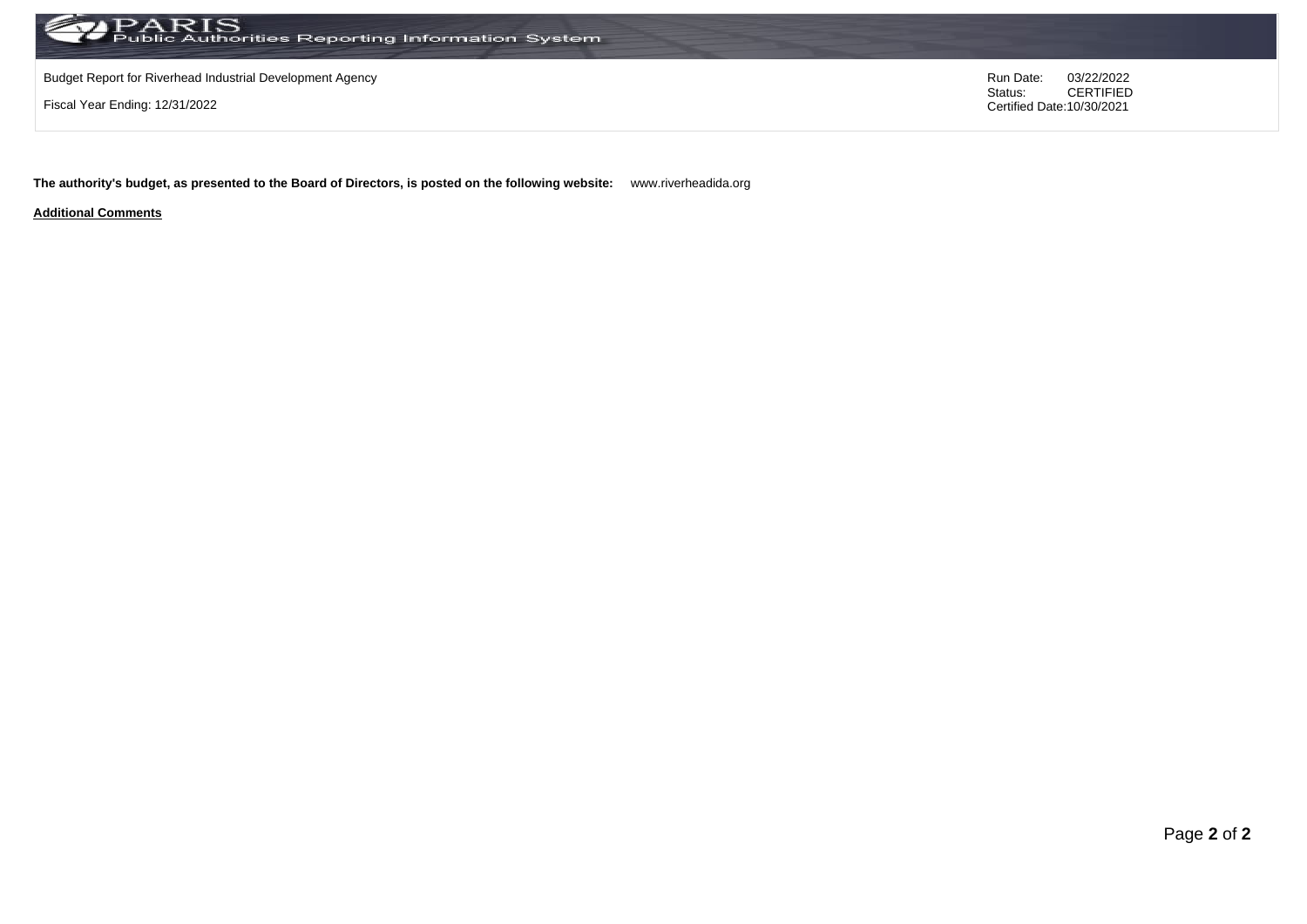Budget Report for Riverhead Industrial Development Agency

Fiscal Year Ending: 12/31/2022

Run Date: 03/22/2022
Status: CERTIFIED
Certified Date:10/30/2021

**The authority's budget, as presented to the Board of Directors, is posted on the following website:** www.riverheadida.org

**Additional Comments**